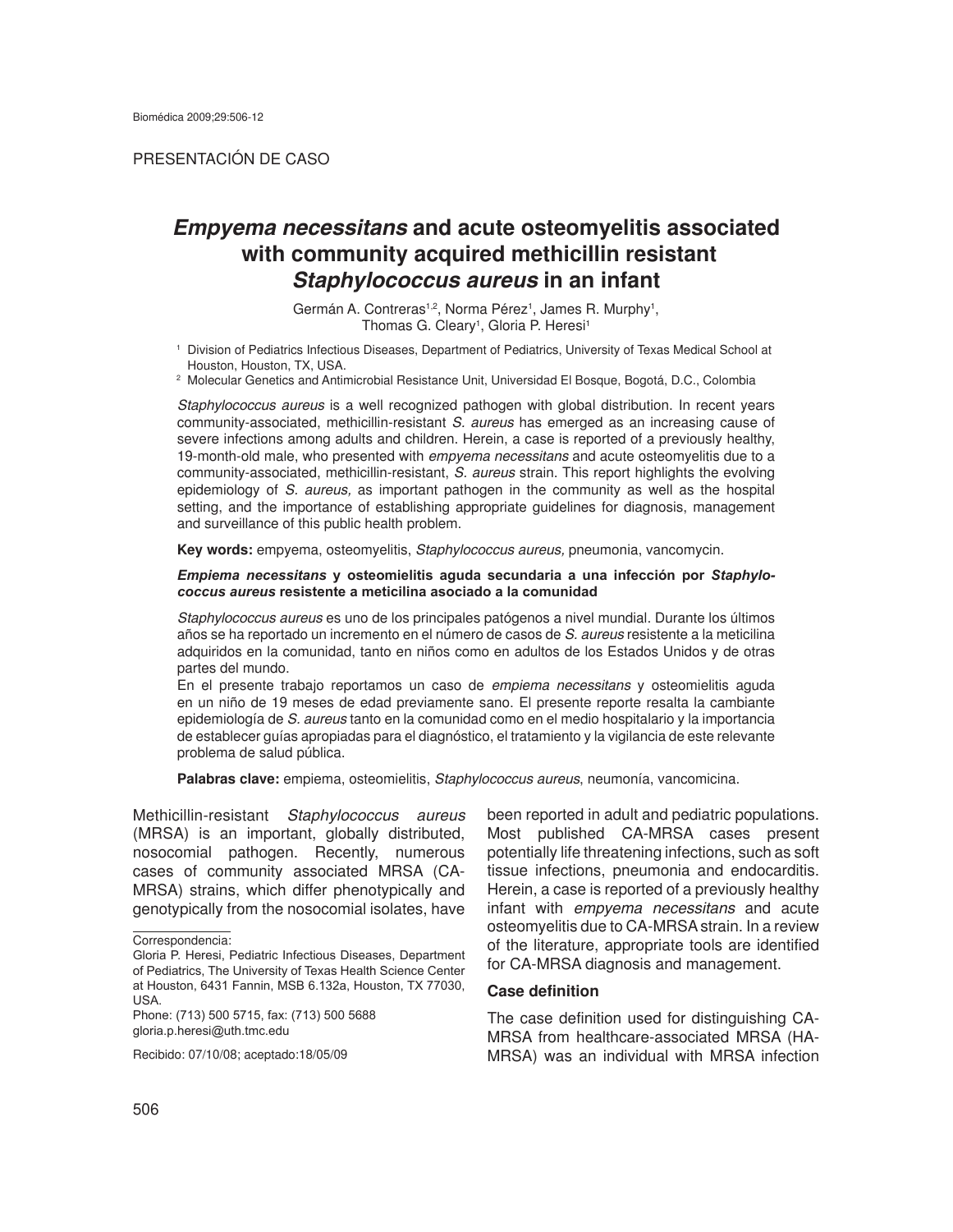PRESENTACIÓN DE CASO

# *Empyema necessitans* and acute osteomyelitis associated with community acquired methicillin resistant *Staphylococcus aureus* in an infant

Germán A. Contreras[1,2], Norma Pérez[1], James R. Murphy[1], Thomas G. Cleary[1], Gloria P. Heresi[1]

[1] Division of Pediatrics Infectious Diseases, Department of Pediatrics, University of Texas Medical School at Houston, Houston, TX, USA.

[2] Molecular Genetics and Antimicrobial Resistance Unit, Universidad El Bosque, Bogotá, D.C., Colombia

*Staphylococcus aureus* is a well recognized pathogen with global distribution. In recent years community-associated, methicillin-resistant *S. aureus* has emerged as an increasing cause of severe infections among adults and children. Herein, a case is reported of a previously healthy, 19-month-old male, who presented with *empyema necessitans* and acute osteomyelitis due to a community-associated, methicillin-resistant, *S. aureus* strain. This report highlights the evolving epidemiology of *S. aureus,* as important pathogen in the community as well as the hospital setting, and the importance of establishing appropriate guidelines for diagnosis, management and surveillance of this public health problem.

**Key words:** empyema, osteomyelitis, *Staphylococcus aureus,* pneumonia, vancomycin.

***Empiema necessitans* y osteomielitis aguda secundaria a una infección por *Staphylococcus aureus* resistente a meticilina asociado a la comunidad**

*Staphylococcus aureus* es uno de los principales patógenos a nivel mundial. Durante los últimos años se ha reportado un incremento en el número de casos de *S. aureus* resistente a la meticilina adquiridos en la comunidad, tanto en niños como en adultos de los Estados Unidos y de otras partes del mundo.

En el presente trabajo reportamos un caso de *empiema necessitans* y osteomielitis aguda en un niño de 19 meses de edad previamente sano. El presente reporte resalta la cambiante epidemiología de *S. aureus* tanto en la comunidad como en el medio hospitalario y la importancia de establecer guías apropiadas para el diagnóstico, el tratamiento y la vigilancia de este relevante problema de salud pública.

**Palabras clave:** empiema, osteomielitis, *Staphylococcus aureus*, neumonía, vancomicina.

Methicillin-resistant *Staphylococcus aureus* (MRSA) is an important, globally distributed, nosocomial pathogen. Recently, numerous cases of community associated MRSA (CA-MRSA) strains, which differ phenotypically and genotypically from the nosocomial isolates, have been reported in adult and pediatric populations. Most published CA-MRSA cases present potentially life threatening infections, such as soft tissue infections, pneumonia and endocarditis. Herein, a case is reported of a previously healthy infant with *empyema necessitans* and acute osteomyelitis due to CA-MRSA strain. In a review of the literature, appropriate tools are identified for CA-MRSA diagnosis and management.

Correspondencia:
Gloria P. Heresi, Pediatric Infectious Diseases, Department of Pediatrics, The University of Texas Health Science Center at Houston, 6431 Fannin, MSB 6.132a, Houston, TX 77030, USA.
Phone: (713) 500 5715, fax: (713) 500 5688
gloria.p.heresi@uth.tmc.edu

Recibido: 07/10/08; aceptado:18/05/09

### Case definition

The case definition used for distinguishing CA-MRSA from healthcare-associated MRSA (HA-MRSA) was an individual with MRSA infection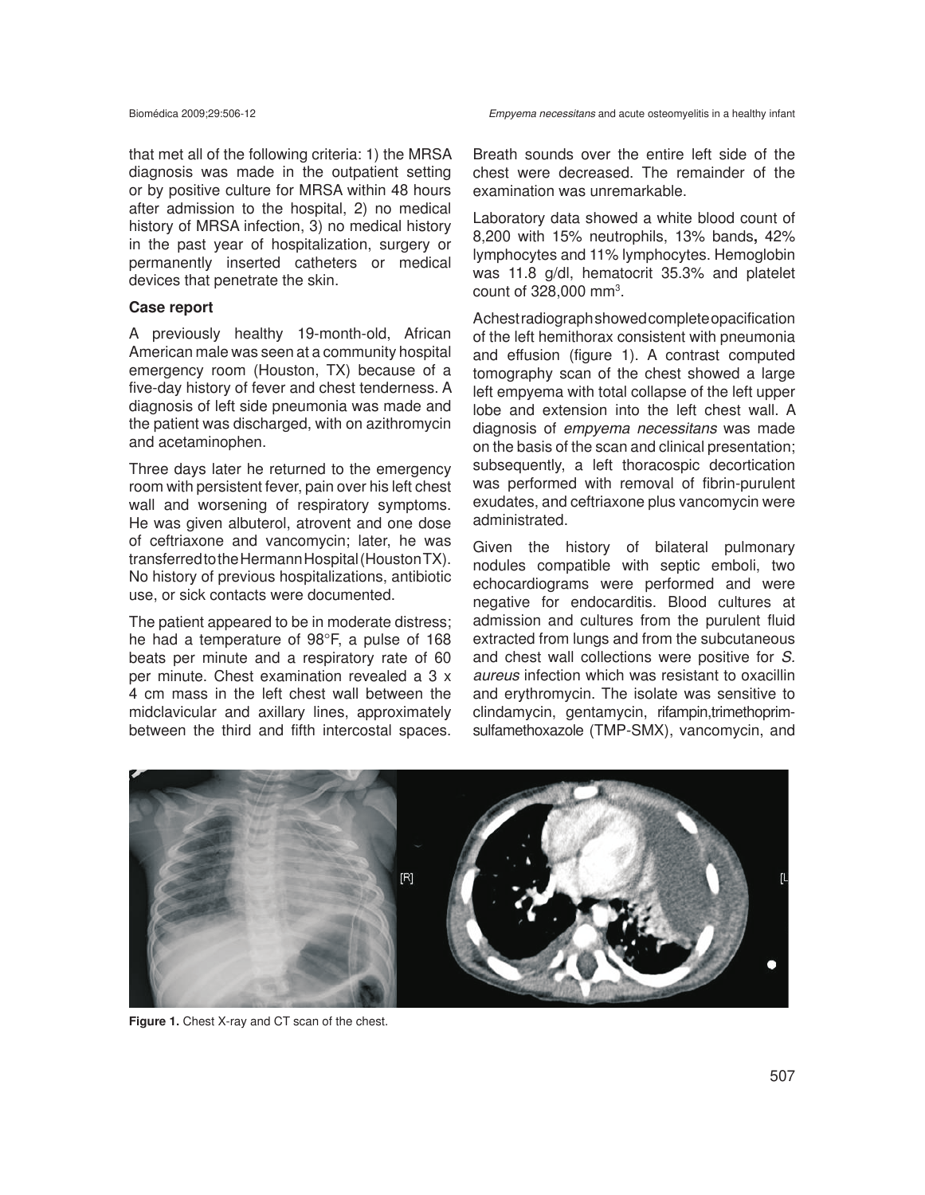that met all of the following criteria: 1) the MRSA diagnosis was made in the outpatient setting or by positive culture for MRSA within 48 hours after admission to the hospital, 2) no medical history of MRSA infection, 3) no medical history in the past year of hospitalization, surgery or permanently inserted catheters or medical devices that penetrate the skin.

### Case report

A previously healthy 19-month-old, African American male was seen at a community hospital emergency room (Houston, TX) because of a five-day history of fever and chest tenderness. A diagnosis of left side pneumonia was made and the patient was discharged, with on azithromycin and acetaminophen.

Three days later he returned to the emergency room with persistent fever, pain over his left chest wall and worsening of respiratory symptoms. He was given albuterol, atrovent and one dose of ceftriaxone and vancomycin; later, he was transferred to the Hermann Hospital (Houston TX). No history of previous hospitalizations, antibiotic use, or sick contacts were documented.

The patient appeared to be in moderate distress; he had a temperature of 98°F, a pulse of 168 beats per minute and a respiratory rate of 60 per minute. Chest examination revealed a 3 x 4 cm mass in the left chest wall between the midclavicular and axillary lines, approximately between the third and fifth intercostal spaces. Breath sounds over the entire left side of the chest were decreased. The remainder of the examination was unremarkable.

Laboratory data showed a white blood count of 8,200 with 15% neutrophils, 13% bands**,** 42% lymphocytes and 11% lymphocytes. Hemoglobin was 11.8 g/dl, hematocrit 35.3% and platelet count of 328,000 $mm^3$.

A chest radiograph showed complete opacification of the left hemithorax consistent with pneumonia and effusion (figure 1). A contrast computed tomography scan of the chest showed a large left empyema with total collapse of the left upper lobe and extension into the left chest wall. A diagnosis of *empyema necessitans* was made on the basis of the scan and clinical presentation; subsequently, a left thoracospic decortication was performed with removal of fibrin-purulent exudates, and ceftriaxone plus vancomycin were administrated.

Given the history of bilateral pulmonary nodules compatible with septic emboli, two echocardiograms were performed and were negative for endocarditis. Blood cultures at admission and cultures from the purulent fluid extracted from lungs and from the subcutaneous and chest wall collections were positive for *S. aureus* infection which was resistant to oxacillin and erythromycin. The isolate was sensitive to clindamycin, gentamycin, rifampin, trimethoprim-sulfamethoxazole (TMP-SMX), vancomycin, and

**Figure 1.** Chest X-ray and CT scan of the chest.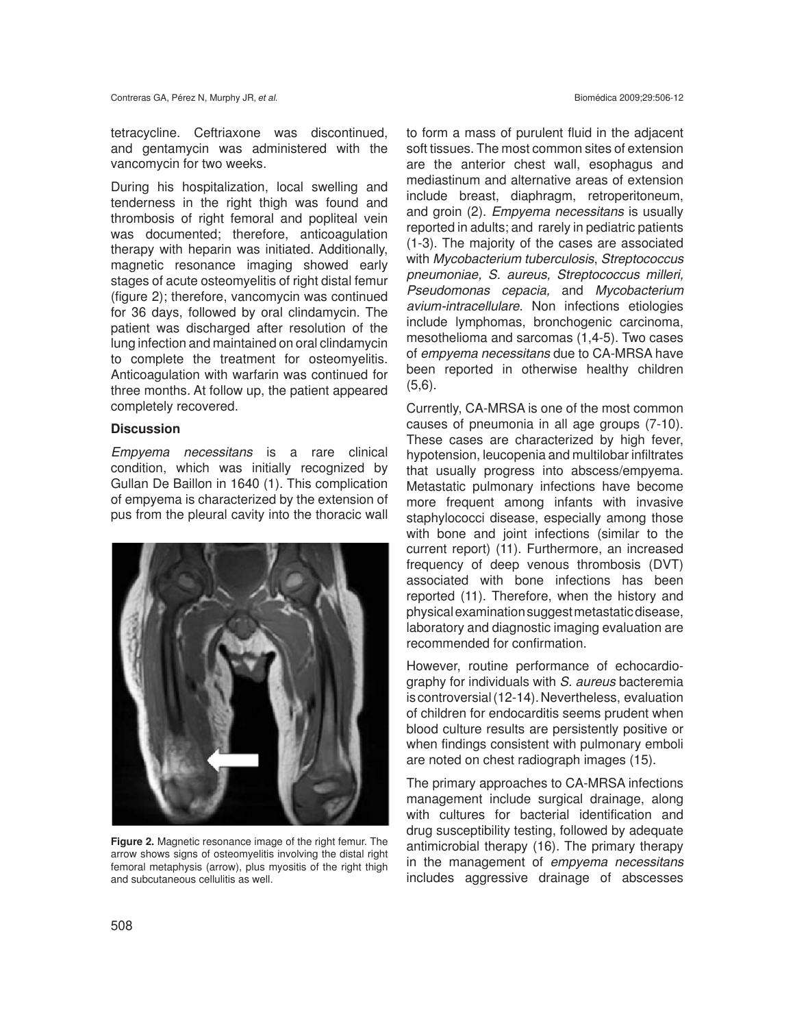tetracycline. Ceftriaxone was discontinued, and gentamycin was administered with the vancomycin for two weeks.

During his hospitalization, local swelling and tenderness in the right thigh was found and thrombosis of right femoral and popliteal vein was documented; therefore, anticoagulation therapy with heparin was initiated. Additionally, magnetic resonance imaging showed early stages of acute osteomyelitis of right distal femur (figure 2); therefore, vancomycin was continued for 36 days, followed by oral clindamycin. The patient was discharged after resolution of the lung infection and maintained on oral clindamycin to complete the treatment for osteomyelitis. Anticoagulation with warfarin was continued for three months. At follow up, the patient appeared completely recovered.

## Discussion

*Empyema necessitans* is a rare clinical condition, which was initially recognized by Gullan De Baillon in 1640 (1). This complication of empyema is characterized by the extension of pus from the pleural cavity into the thoracic wall to form a mass of purulent fluid in the adjacent soft tissues. The most common sites of extension are the anterior chest wall, esophagus and mediastinum and alternative areas of extension include breast, diaphragm, retroperitoneum, and groin (2). *Empyema necessitans* is usually reported in adults; and rarely in pediatric patients (1-3). The majority of the cases are associated with *Mycobacterium tuberculosis*, *Streptococcus pneumoniae, S. aureus, Streptococcus milleri, Pseudomonas cepacia,* and *Mycobacterium avium-intracellulare*. Non infections etiologies include lymphomas, bronchogenic carcinoma, mesothelioma and sarcomas (1,4-5). Two cases of *empyema necessitans* due to CA-MRSA have been reported in otherwise healthy children (5,6).

**Figure 2.** Magnetic resonance image of the right femur. The arrow shows signs of osteomyelitis involving the distal right femoral metaphysis (arrow), plus myositis of the right thigh and subcutaneous cellulitis as well.

Currently, CA-MRSA is one of the most common causes of pneumonia in all age groups (7-10). These cases are characterized by high fever, hypotension, leucopenia and multilobar infiltrates that usually progress into abscess/empyema. Metastatic pulmonary infections have become more frequent among infants with invasive staphylococci disease, especially among those with bone and joint infections (similar to the current report) (11). Furthermore, an increased frequency of deep venous thrombosis (DVT) associated with bone infections has been reported (11). Therefore, when the history and physical examination suggest metastatic disease, laboratory and diagnostic imaging evaluation are recommended for confirmation.

However, routine performance of echocardiography for individuals with *S. aureus* bacteremia is controversial (12-14). Nevertheless, evaluation of children for endocarditis seems prudent when blood culture results are persistently positive or when findings consistent with pulmonary emboli are noted on chest radiograph images (15).

The primary approaches to CA-MRSA infections management include surgical drainage, along with cultures for bacterial identification and drug susceptibility testing, followed by adequate antimicrobial therapy (16). The primary therapy in the management of *empyema necessitans* includes aggressive drainage of abscesses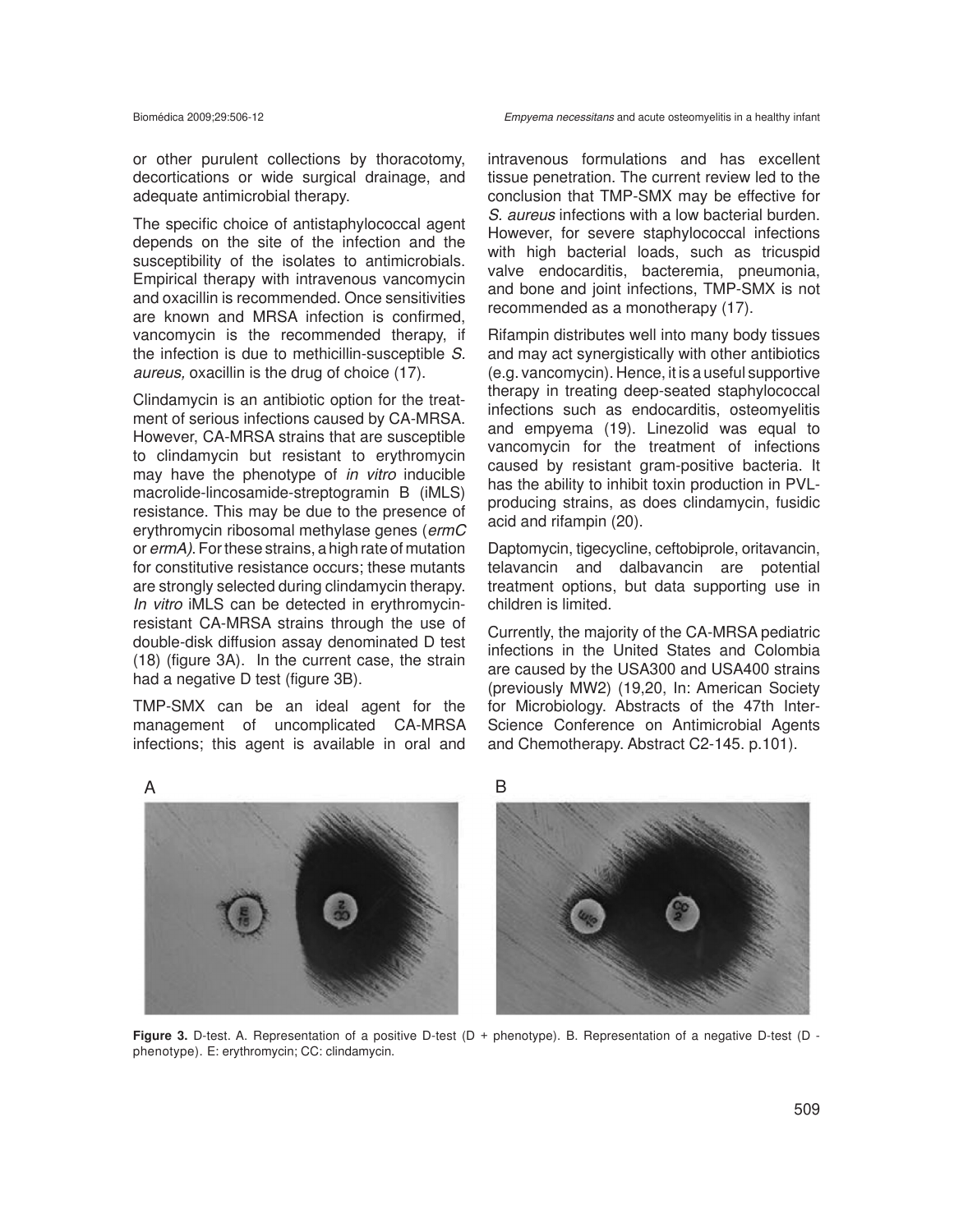or other purulent collections by thoracotomy, decortications or wide surgical drainage, and adequate antimicrobial therapy.

The specific choice of antistaphylococcal agent depends on the site of the infection and the susceptibility of the isolates to antimicrobials. Empirical therapy with intravenous vancomycin and oxacillin is recommended. Once sensitivities are known and MRSA infection is confirmed, vancomycin is the recommended therapy, if the infection is due to methicillin-susceptible *S. aureus,* oxacillin is the drug of choice (17).

Clindamycin is an antibiotic option for the treatment of serious infections caused by CA-MRSA. However, CA-MRSA strains that are susceptible to clindamycin but resistant to erythromycin may have the phenotype of *in vitro* inducible macrolide-lincosamide-streptogramin B (iMLS) resistance. This may be due to the presence of erythromycin ribosomal methylase genes (*ermC* or *ermA).* For these strains, a high rate of mutation for constitutive resistance occurs; these mutants are strongly selected during clindamycin therapy. *In vitro* iMLS can be detected in erythromycin-resistant CA-MRSA strains through the use of double-disk diffusion assay denominated D test (18) (figure 3A). In the current case, the strain had a negative D test (figure 3B).

TMP-SMX can be an ideal agent for the management of uncomplicated CA-MRSA infections; this agent is available in oral and intravenous formulations and has excellent tissue penetration. The current review led to the conclusion that TMP-SMX may be effective for *S. aureus* infections with a low bacterial burden. However, for severe staphylococcal infections with high bacterial loads, such as tricuspid valve endocarditis, bacteremia, pneumonia, and bone and joint infections, TMP-SMX is not recommended as a monotherapy (17).

Rifampin distributes well into many body tissues and may act synergistically with other antibiotics (e.g. vancomycin). Hence, it is a useful supportive therapy in treating deep-seated staphylococcal infections such as endocarditis, osteomyelitis and empyema (19). Linezolid was equal to vancomycin for the treatment of infections caused by resistant gram-positive bacteria. It has the ability to inhibit toxin production in PVL-producing strains, as does clindamycin, fusidic acid and rifampin (20).

Daptomycin, tigecycline, ceftobiprole, oritavancin, telavancin and dalbavancin are potential treatment options, but data supporting use in children is limited.

Currently, the majority of the CA-MRSA pediatric infections in the United States and Colombia are caused by the USA300 and USA400 strains (previously MW2) (19,20, In: American Society for Microbiology. Abstracts of the 47th Inter-Science Conference on Antimicrobial Agents and Chemotherapy. Abstract C2-145. p.101).

**Figure 3.** D-test. A. Representation of a positive D-test (D + phenotype). B. Representation of a negative D-test (D - phenotype). E: erythromycin; CC: clindamycin.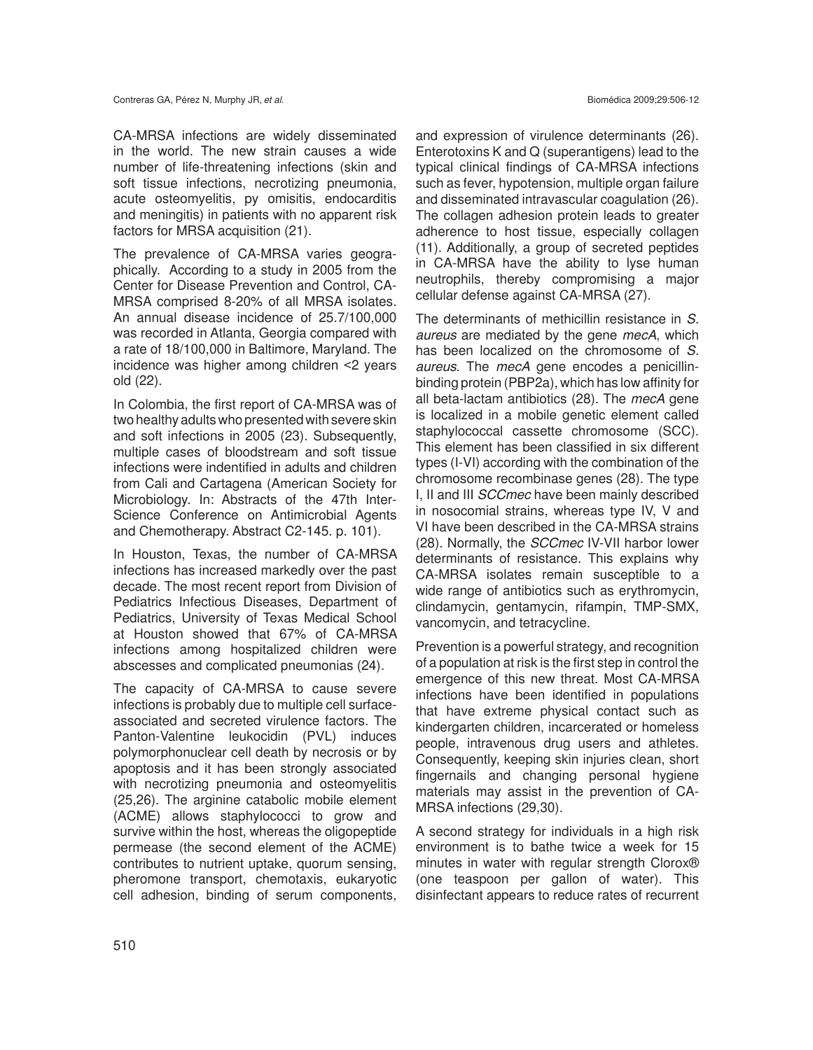CA-MRSA infections are widely disseminated in the world. The new strain causes a wide number of life-threatening infections (skin and soft tissue infections, necrotizing pneumonia, acute osteomyelitis, py omisitis, endocarditis and meningitis) in patients with no apparent risk factors for MRSA acquisition (21).

The prevalence of CA-MRSA varies geographically. According to a study in 2005 from the Center for Disease Prevention and Control, CA-MRSA comprised 8-20% of all MRSA isolates. An annual disease incidence of 25.7/100,000 was recorded in Atlanta, Georgia compared with a rate of 18/100,000 in Baltimore, Maryland. The incidence was higher among children <2 years old (22).

In Colombia, the first report of CA-MRSA was of two healthy adults who presented with severe skin and soft infections in 2005 (23). Subsequently, multiple cases of bloodstream and soft tissue infections were indentified in adults and children from Cali and Cartagena (American Society for Microbiology. In: Abstracts of the 47th Inter-Science Conference on Antimicrobial Agents and Chemotherapy. Abstract C2-145. p. 101).

In Houston, Texas, the number of CA-MRSA infections has increased markedly over the past decade. The most recent report from Division of Pediatrics Infectious Diseases, Department of Pediatrics, University of Texas Medical School at Houston showed that 67% of CA-MRSA infections among hospitalized children were abscesses and complicated pneumonias (24).

The capacity of CA-MRSA to cause severe infections is probably due to multiple cell surface-associated and secreted virulence factors. The Panton-Valentine leukocidin (PVL) induces polymorphonuclear cell death by necrosis or by apoptosis and it has been strongly associated with necrotizing pneumonia and osteomyelitis (25,26). The arginine catabolic mobile element (ACME) allows staphylococci to grow and survive within the host, whereas the oligopeptide permease (the second element of the ACME) contributes to nutrient uptake, quorum sensing, pheromone transport, chemotaxis, eukaryotic cell adhesion, binding of serum components, and expression of virulence determinants (26). Enterotoxins K and Q (superantigens) lead to the typical clinical findings of CA-MRSA infections such as fever, hypotension, multiple organ failure and disseminated intravascular coagulation (26). The collagen adhesion protein leads to greater adherence to host tissue, especially collagen (11). Additionally, a group of secreted peptides in CA-MRSA have the ability to lyse human neutrophils, thereby compromising a major cellular defense against CA-MRSA (27).

The determinants of methicillin resistance in *S. aureus* are mediated by the gene *mecA*, which has been localized on the chromosome of *S. aureus*. The *mecA* gene encodes a penicillin-binding protein (PBP2a), which has low affinity for all beta-lactam antibiotics (28). The *mecA* gene is localized in a mobile genetic element called staphylococcal cassette chromosome (SCC). This element has been classified in six different types (I-VI) according with the combination of the chromosome recombinase genes (28). The type I, II and III *SCCmec* have been mainly described in nosocomial strains, whereas type IV, V and VI have been described in the CA-MRSA strains (28). Normally, the *SCCmec* IV-VII harbor lower determinants of resistance. This explains why CA-MRSA isolates remain susceptible to a wide range of antibiotics such as erythromycin, clindamycin, gentamycin, rifampin, TMP-SMX, vancomycin, and tetracycline.

Prevention is a powerful strategy, and recognition of a population at risk is the first step in control the emergence of this new threat. Most CA-MRSA infections have been identified in populations that have extreme physical contact such as kindergarten children, incarcerated or homeless people, intravenous drug users and athletes. Consequently, keeping skin injuries clean, short fingernails and changing personal hygiene materials may assist in the prevention of CA-MRSA infections (29,30).

A second strategy for individuals in a high risk environment is to bathe twice a week for 15 minutes in water with regular strength Clorox® (one teaspoon per gallon of water). This disinfectant appears to reduce rates of recurrent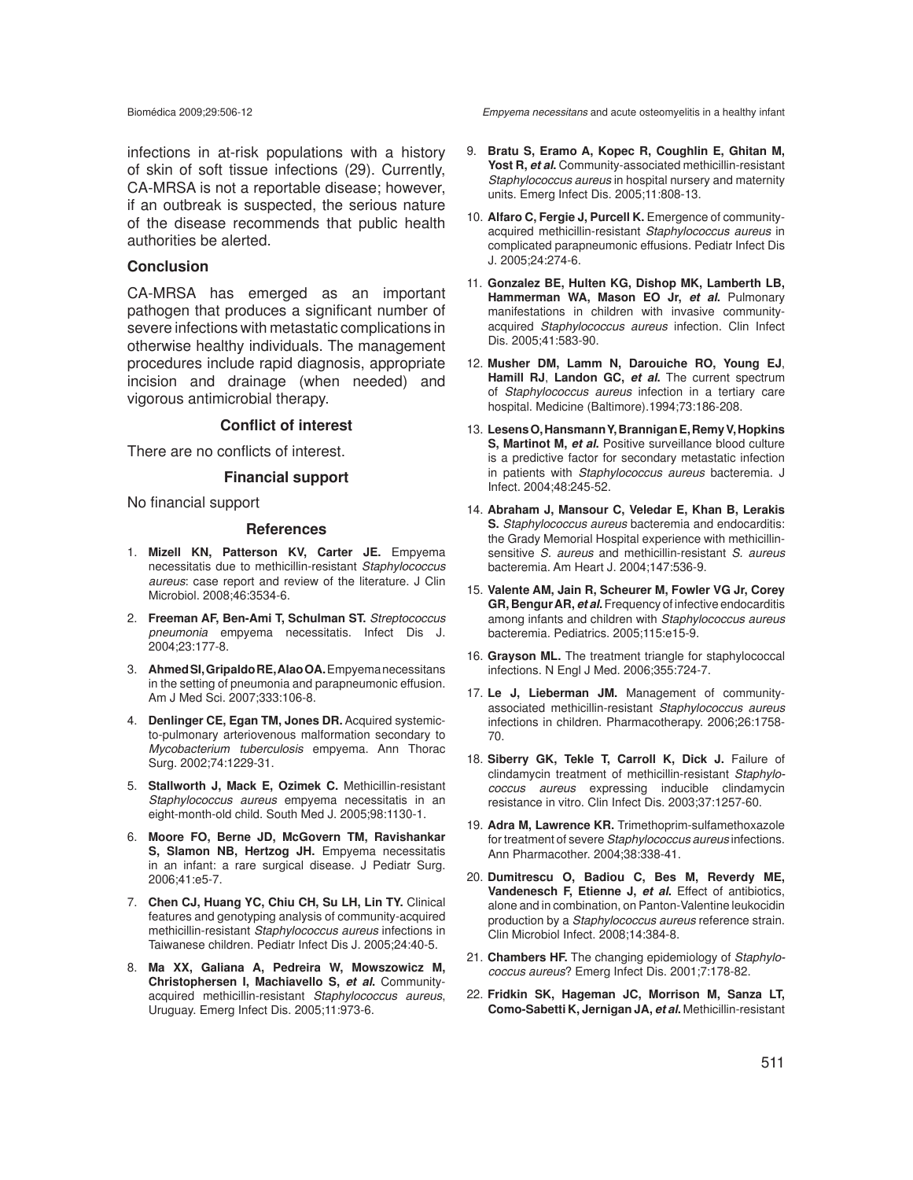infections in at-risk populations with a history of skin of soft tissue infections (29). Currently, CA-MRSA is not a reportable disease; however, if an outbreak is suspected, the serious nature of the disease recommends that public health authorities be alerted.

## Conclusion

CA-MRSA has emerged as an important pathogen that produces a significant number of severe infections with metastatic complications in otherwise healthy individuals. The management procedures include rapid diagnosis, appropriate incision and drainage (when needed) and vigorous antimicrobial therapy.

### Conflict of interest

There are no conflicts of interest.

### Financial support

No financial support

### References

1. **Mizell KN, Patterson KV, Carter JE.** Empyema necessitatis due to methicillin-resistant *Staphylococcus aureus*: case report and review of the literature. J Clin Microbiol. 2008;46:3534-6.
2. **Freeman AF, Ben-Ami T, Schulman ST.** *Streptococcus pneumonia* empyema necessitatis. Infect Dis J. 2004;23:177-8.
3. **Ahmed SI, Gripaldo RE, Alao OA.** Empyema necessitans in the setting of pneumonia and parapneumonic effusion. Am J Med Sci. 2007;333:106-8.
4. **Denlinger CE, Egan TM, Jones DR.** Acquired systemic-to-pulmonary arteriovenous malformation secondary to *Mycobacterium tuberculosis* empyema. Ann Thorac Surg. 2002;74:1229-31.
5. **Stallworth J, Mack E, Ozimek C.** Methicillin-resistant *Staphylococcus aureus* empyema necessitatis in an eight-month-old child. South Med J. 2005;98:1130-1.
6. **Moore FO, Berne JD, McGovern TM, Ravishankar S, Slamon NB, Hertzog JH.** Empyema necessitatis in an infant: a rare surgical disease. J Pediatr Surg. 2006;41:e5-7.
7. **Chen CJ, Huang YC, Chiu CH, Su LH, Lin TY.** Clinical features and genotyping analysis of community-acquired methicillin-resistant *Staphylococcus aureus* infections in Taiwanese children. Pediatr Infect Dis J. 2005;24:40-5.
8. **Ma XX, Galiana A, Pedreira W, Mowszowicz M, Christophersen I, Machiavello S, *et al.*** Community-acquired methicillin-resistant *Staphylococcus aureus*, Uruguay. Emerg Infect Dis. 2005;11:973-6.
9. **Bratu S, Eramo A, Kopec R, Coughlin E, Ghitan M, Yost R, *et al.*** Community-associated methicillin-resistant *Staphylococcus aureus* in hospital nursery and maternity units. Emerg Infect Dis. 2005;11:808-13.
10. **Alfaro C, Fergie J, Purcell K.** Emergence of community-acquired methicillin-resistant *Staphylococcus aureus* in complicated parapneumonic effusions. Pediatr Infect Dis J. 2005;24:274-6.
11. **Gonzalez BE, Hulten KG, Dishop MK, Lamberth LB, Hammerman WA, Mason EO Jr, *et al.*** Pulmonary manifestations in children with invasive community-acquired *Staphylococcus aureus* infection. Clin Infect Dis. 2005;41:583-90.
12. **Musher DM, Lamm N, Darouiche RO, Young EJ, Hamill RJ, Landon GC, *et al.*** The current spectrum of *Staphylococcus aureus* infection in a tertiary care hospital. Medicine (Baltimore).1994;73:186-208.
13. **Lesens O, Hansmann Y, Brannigan E, Remy V, Hopkins S, Martinot M, *et al.*** Positive surveillance blood culture is a predictive factor for secondary metastatic infection in patients with *Staphylococcus aureus* bacteremia. J Infect. 2004;48:245-52.
14. **Abraham J, Mansour C, Veledar E, Khan B, Lerakis S.** *Staphylococcus aureus* bacteremia and endocarditis: the Grady Memorial Hospital experience with methicillin-sensitive *S. aureus* and methicillin-resistant *S. aureus* bacteremia. Am Heart J. 2004;147:536-9.
15. **Valente AM, Jain R, Scheurer M, Fowler VG Jr, Corey GR, Bengur AR, *et al.*** Frequency of infective endocarditis among infants and children with *Staphylococcus aureus* bacteremia. Pediatrics. 2005;115:e15-9.
16. **Grayson ML.** The treatment triangle for staphylococcal infections. N Engl J Med. 2006;355:724-7.
17. **Le J, Lieberman JM.** Management of community-associated methicillin-resistant *Staphylococcus aureus* infections in children. Pharmacotherapy. 2006;26:1758-70.
18. **Siberry GK, Tekle T, Carroll K, Dick J.** Failure of clindamycin treatment of methicillin-resistant *Staphylococcus aureus* expressing inducible clindamycin resistance in vitro. Clin Infect Dis. 2003;37:1257-60.
19. **Adra M, Lawrence KR.** Trimethoprim-sulfamethoxazole for treatment of severe *Staphylococcus aureus* infections. Ann Pharmacother. 2004;38:338-41.
20. **Dumitrescu O, Badiou C, Bes M, Reverdy ME, Vandenesch F, Etienne J, *et al.*** Effect of antibiotics, alone and in combination, on Panton-Valentine leukocidin production by a *Staphylococcus aureus* reference strain. Clin Microbiol Infect. 2008;14:384-8.
21. **Chambers HF.** The changing epidemiology of *Staphylococcus aureus*? Emerg Infect Dis. 2001;7:178-82.
22. **Fridkin SK, Hageman JC, Morrison M, Sanza LT, Como-Sabetti K, Jernigan JA, *et al.*** Methicillin-resistant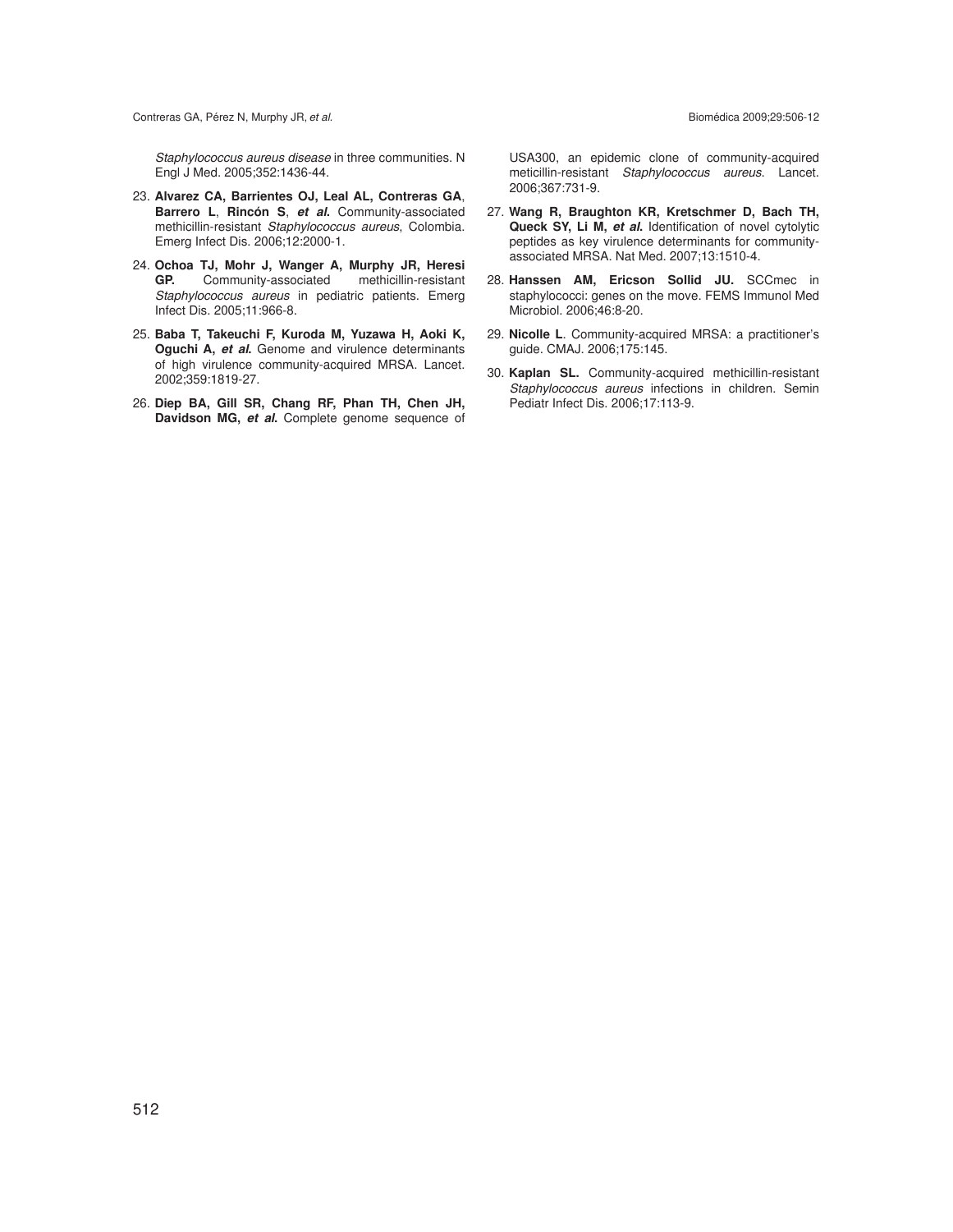*Staphylococcus aureus disease* in three communities. N Engl J Med. 2005;352:1436-44.

23. **Alvarez CA, Barrientes OJ, Leal AL, Contreras GA, Barrero L, Rincón S, *et al.*** Community-associated methicillin-resistant *Staphylococcus aureus*, Colombia. Emerg Infect Dis. 2006;12:2000-1.

24. **Ochoa TJ, Mohr J, Wanger A, Murphy JR, Heresi GP.** Community-associated methicillin-resistant *Staphylococcus aureus* in pediatric patients. Emerg Infect Dis. 2005;11:966-8.

25. **Baba T, Takeuchi F, Kuroda M, Yuzawa H, Aoki K, Oguchi A, *et al.*** Genome and virulence determinants of high virulence community-acquired MRSA. Lancet. 2002;359:1819-27.

26. **Diep BA, Gill SR, Chang RF, Phan TH, Chen JH, Davidson MG, *et al.*** Complete genome sequence of USA300, an epidemic clone of community-acquired meticillin-resistant *Staphylococcus aureus*. Lancet. 2006;367:731-9.

27. **Wang R, Braughton KR, Kretschmer D, Bach TH, Queck SY, Li M, *et al.*** Identification of novel cytolytic peptides as key virulence determinants for community-associated MRSA. Nat Med. 2007;13:1510-4.

28. **Hanssen AM, Ericson Sollid JU.** SCCmec in staphylococci: genes on the move. FEMS Immunol Med Microbiol. 2006;46:8-20.

29. **Nicolle L**. Community-acquired MRSA: a practitioner's guide. CMAJ. 2006;175:145.

30. **Kaplan SL.** Community-acquired methicillin-resistant *Staphylococcus aureus* infections in children. Semin Pediatr Infect Dis. 2006;17:113-9.